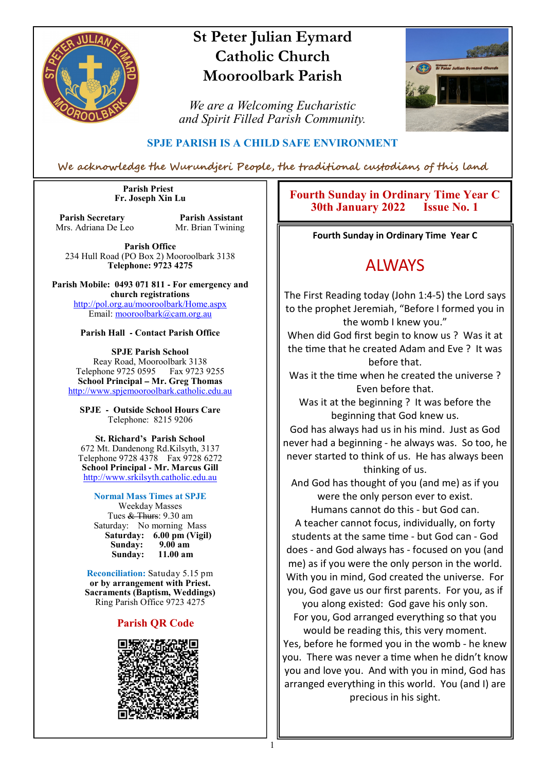# St Peter Julian Eymard Catholic Church Mooroolbark Parish

*We are a Welcoming Eucharistic and Spirit Filled Parish Community.*

**SPJE PARISH IS A CHILD SAFE ENVIRONMENT**

*We acknowledge the Wurundjeri People, the traditional custodians of this land*

**Parish Priest**
**Fr. Joseph Xin Lu**

**Parish Secretary**
Mrs. Adriana De Leo

**Parish Assistant**
Mr. Brian Twining

**Parish Office**
234 Hull Road (PO Box 2) Mooroolbark 3138
**Telephone: 9723 4275**

**Parish Mobile: 0493 071 811 - For emergency and church registrations**
http://pol.org.au/mooroolbark/Home.aspx
Email: mooroolbark@cam.org.au

**Parish Hall - Contact Parish Office**

**SPJE Parish School**
Reay Road, Mooroolbark 3138
Telephone 9725 0595 Fax 9723 9255
**School Principal – Mr. Greg Thomas**
http://www.spjemooroolbark.catholic.edu.au

**SPJE - Outside School Hours Care**
Telephone: 8215 9206

**St. Richard's Parish School**
672 Mt. Dandenong Rd.Kilsyth, 3137
Telephone 9728 4378 Fax 9728 6272
**School Principal - Mr. Marcus Gill**
http://www.srkilsyth.catholic.edu.au

**Normal Mass Times at SPJE**
Weekday Masses
Tues ~~& Thurs~~: 9.30 am
Saturday: No morning Mass
**Saturday: 6.00 pm (Vigil)**
**Sunday: 9.00 am**
**Sunday: 11.00 am**

**Reconciliation:** Satuday 5.15 pm
**or by arrangement with Priest.**
**Sacraments (Baptism, Weddings)**
Ring Parish Office 9723 4275

**Parish QR Code**

## Fourth Sunday in Ordinary Time Year C
## 30th January 2022 Issue No. 1

**Fourth Sunday in Ordinary Time Year C**

# ALWAYS

The First Reading today (John 1:4-5) the Lord says to the prophet Jeremiah, "Before I formed you in the womb I knew you."
When did God first begin to know us ? Was it at the time that he created Adam and Eve ? It was before that.
Was it the time when he created the universe ? Even before that.
Was it at the beginning ? It was before the beginning that God knew us.
God has always had us in his mind. Just as God never had a beginning - he always was. So too, he never started to think of us. He has always been thinking of us.
And God has thought of you (and me) as if you were the only person ever to exist.
Humans cannot do this - but God can.
A teacher cannot focus, individually, on forty students at the same time - but God can - God does - and God always has - focused on you (and me) as if you were the only person in the world.
With you in mind, God created the universe. For you, God gave us our first parents. For you, as if you along existed: God gave his only son.
For you, God arranged everything so that you would be reading this, this very moment.
Yes, before he formed you in the womb - he knew you. There was never a time when he didn't know you and love you. And with you in mind, God has arranged everything in this world. You (and I) are precious in his sight.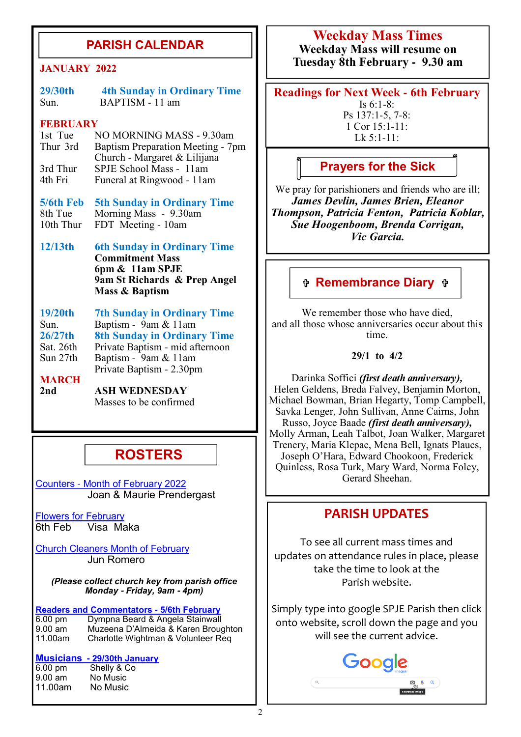## PARISH CALENDAR

**JANUARY 2022**

**29/30th** Sun. — **4th Sunday in Ordinary Time**
BAPTISM - 11 am

**FEBRUARY**

1st Tue — NO MORNING MASS - 9.30am
Thur 3rd — Baptism Preparation Meeting - 7pm Church - Margaret & Lilijana
3rd Thur — SPJE School Mass - 11am
4th Fri — Funeral at Ringwood - 11am

**5/6th Feb** — **5th Sunday in Ordinary Time**
8th Tue — Morning Mass - 9.30am
10th Thur — FDT Meeting - 10am

**12/13th** — **6th Sunday in Ordinary Time**
**Commitment Mass**
**6pm & 11am SPJE**
**9am St Richards & Prep Angel Mass & Baptism**

**19/20th** Sun. — **7th Sunday in Ordinary Time**
Baptism - 9am & 11am

**26/27th** — **8th Sunday in Ordinary Time**
Sat. 26th — Private Baptism - mid afternoon
Sun 27th — Baptism - 9am & 11am
Private Baptism - 2.30pm

**MARCH**

**2nd** — **ASH WEDNESDAY**
Masses to be confirmed

## ROSTERS

Counters - Month of February 2022
Joan & Maurie Prendergast

Flowers for February
6th Feb — Visa Maka

Church Cleaners Month of February
Jun Romero

***(Please collect church key from parish office Monday - Friday, 9am - 4pm)***

**Readers and Commentators - 5/6th February**

| | |
|---|---|
| 6.00 pm | Dympna Beard & Angela Stainwall |
| 9.00 am | Muzeena D'Almeida & Karen Broughton |
| 11.00am | Charlotte Wightman & Volunteer Req |

**Musicians - 29/30th January**

| | |
|---|---|
| 6.00 pm | Shelly & Co |
| 9.00 am | No Music |
| 11.00am | No Music |

## Weekday Mass Times

**Weekday Mass will resume on Tuesday 8th February - 9.30 am**

## Readings for Next Week - 6th February

Is 6:1-8:
Ps 137:1-5, 7-8:
1 Cor 15:1-11:
Lk 5:1-11:

## Prayers for the Sick

We pray for parishioners and friends who are ill;
***James Devlin, James Brien, Eleanor Thompson, Patricia Fenton, Patricia Koblar, Sue Hoogenboom, Brenda Corrigan, Vic Garcia.***

## ✞ Remembrance Diary ✞

We remember those who have died, and all those whose anniversaries occur about this time.

**29/1 to 4/2**

Darinka Soffici ***(first death anniversary),*** Helen Geldens, Breda Falvey, Benjamin Morton, Michael Bowman, Brian Hegarty, Tomp Campbell, Savka Lenger, John Sullivan, Anne Cairns, John Russo, Joyce Baade ***(first death anniversary),*** Molly Arman, Leah Talbot, Joan Walker, Margaret Trenery, Maria Klepac, Mena Bell, Ignats Plaucs, Joseph O'Hara, Edward Chookon, Frederick Quinless, Rosa Turk, Mary Ward, Norma Foley, Gerard Sheehan.

## PARISH UPDATES

To see all current mass times and updates on attendance rules in place, please take the time to look at the Parish website.

Simply type into google SPJE Parish then click onto website, scroll down the page and you will see the current advice.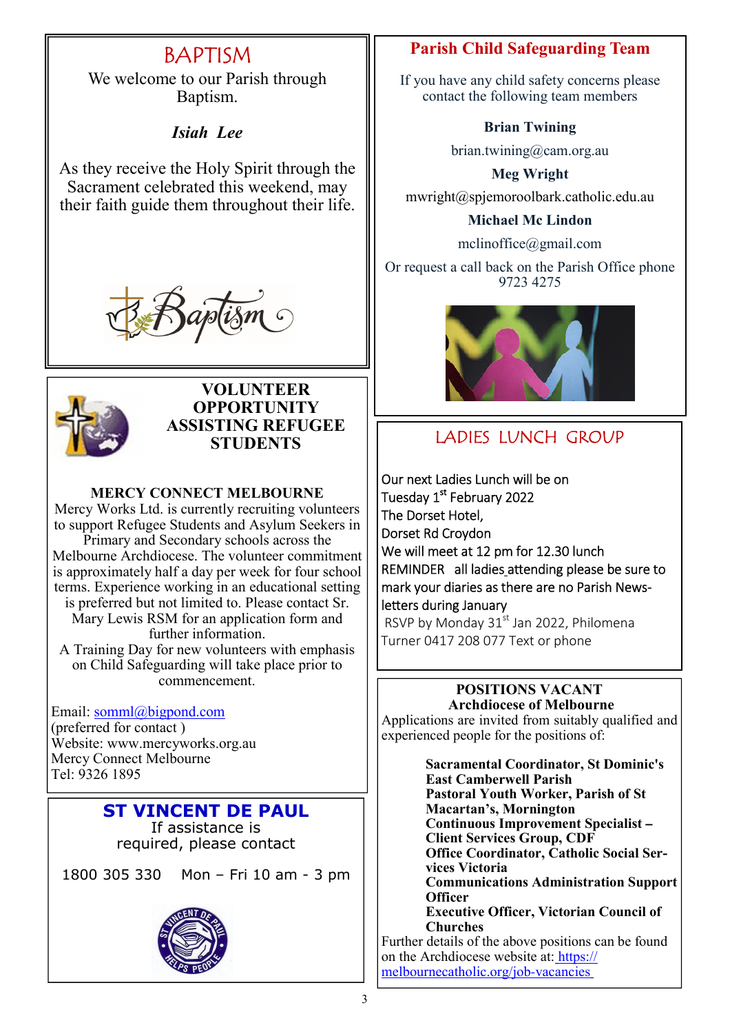## BAPTISM

We welcome to our Parish through Baptism.

***Isiah Lee***

As they receive the Holy Spirit through the Sacrament celebrated this weekend, may their faith guide them throughout their life.

## VOLUNTEER OPPORTUNITY ASSISTING REFUGEE STUDENTS

**MERCY CONNECT MELBOURNE**

Mercy Works Ltd. is currently recruiting volunteers to support Refugee Students and Asylum Seekers in Primary and Secondary schools across the Melbourne Archdiocese. The volunteer commitment is approximately half a day per week for four school terms. Experience working in an educational setting is preferred but not limited to. Please contact Sr. Mary Lewis RSM for an application form and further information.

A Training Day for new volunteers with emphasis on Child Safeguarding will take place prior to commencement.

Email: somml@bigpond.com
(preferred for contact )
Website: www.mercyworks.org.au
Mercy Connect Melbourne
Tel: 9326 1895

## ST VINCENT DE PAUL

If assistance is required, please contact

1800 305 330    Mon – Fri 10 am - 3 pm

## Parish Child Safeguarding Team

If you have any child safety concerns please contact the following team members

**Brian Twining**
brian.twining@cam.org.au

**Meg Wright**
mwright@spjemoroolbark.catholic.edu.au

**Michael Mc Lindon**
mclinoffice@gmail.com

Or request a call back on the Parish Office phone 9723 4275

## LADIES LUNCH GROUP

Our next Ladies Lunch will be on
Tuesday 1st February 2022
The Dorset Hotel,
Dorset Rd Croydon
We will meet at 12 pm for 12.30 lunch
REMINDER all ladies attending please be sure to mark your diaries as there are no Parish Newsletters during January
RSVP by Monday 31st Jan 2022, Philomena Turner 0417 208 077 Text or phone

## POSITIONS VACANT
### Archdiocese of Melbourne

Applications are invited from suitably qualified and experienced people for the positions of:

**Sacramental Coordinator, St Dominic's East Camberwell Parish**
**Pastoral Youth Worker, Parish of St Macartan's, Mornington**
**Continuous Improvement Specialist – Client Services Group, CDF**
**Office Coordinator, Catholic Social Services Victoria**
**Communications Administration Support Officer**
**Executive Officer, Victorian Council of Churches**

Further details of the above positions can be found on the Archdiocese website at: https://melbournecatholic.org/job-vacancies